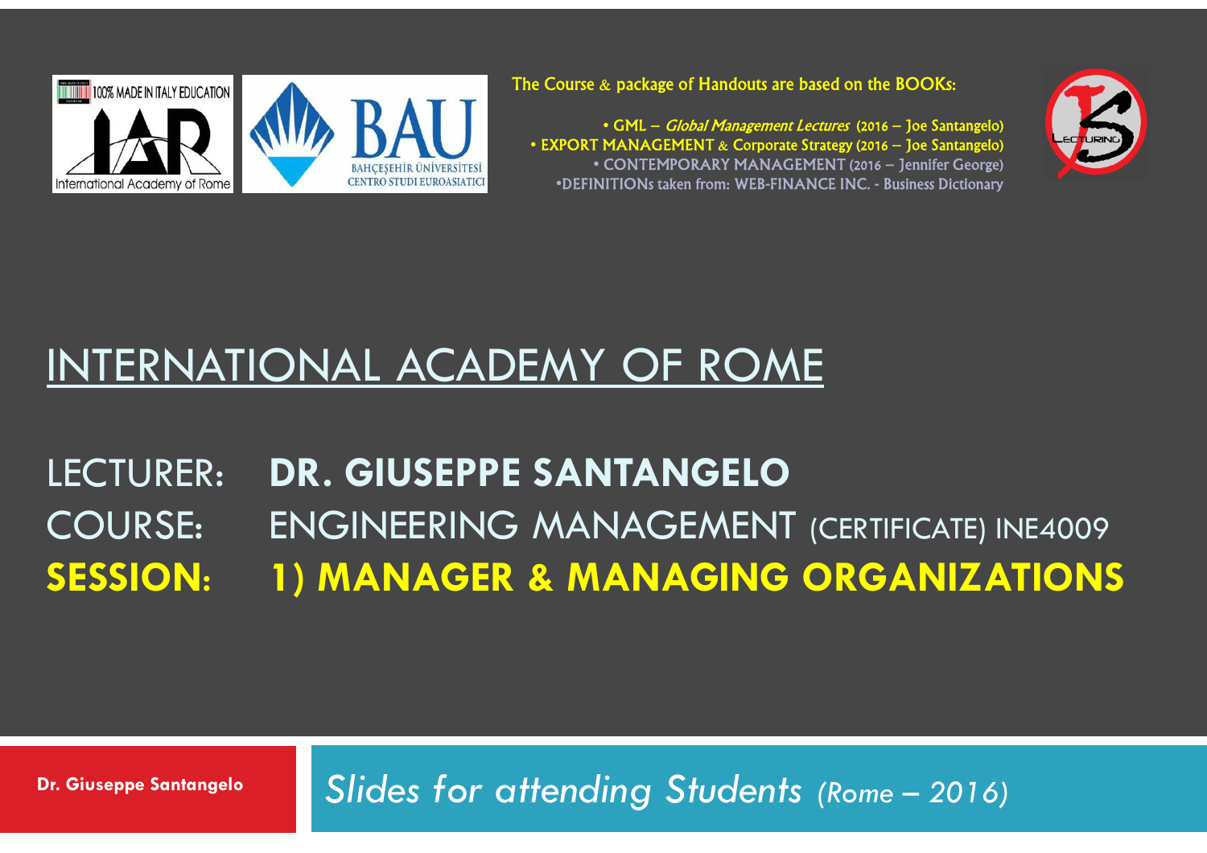The Course & package of Handouts are based on the BOOKs:

- GML – *Global Management Lectures* (2016 – Joe Santangelo)
- EXPORT MANAGEMENT & Corporate Strategy (2016 – Joe Santangelo)
- CONTEMPORARY MANAGEMENT (2016 – Jennifer George)
- DEFINITIONs taken from: WEB-FINANCE INC. - Business Dictionary

# INTERNATIONAL ACADEMY OF ROME

LECTURER: **DR. GIUSEPPE SANTANGELO**

COURSE: ENGINEERING MANAGEMENT (CERTIFICATE) INE4009

**SESSION: 1) MANAGER & MANAGING ORGANIZATIONS**

**Dr. Giuseppe Santangelo**

*Slides for attending Students (Rome – 2016)*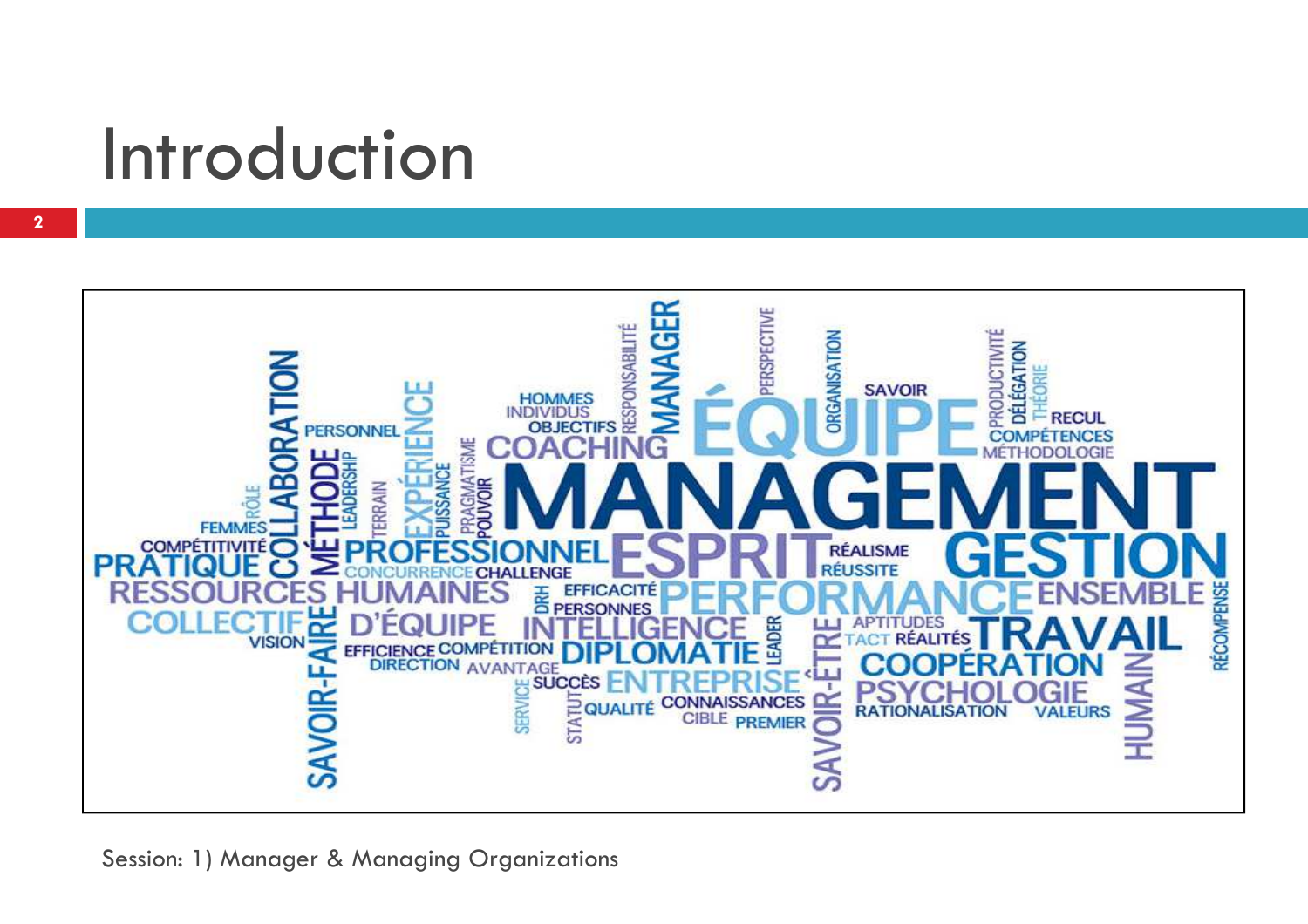# Introduction

MANAGEMENT
ÉQUIPE
GESTION
PERFORMANCE
ESPRIT
TRAVAIL
COACHING
MANAGER
RESSOURCES HUMAINES
PROFESSIONNEL
PRATIQUE
COLLECTIF
D'ÉQUIPE
INTELLIGENCE
DIPLOMATIE
ENTREPRISE
COOPÉRATION
PSYCHOLOGIE
ENSEMBLE
COLLABORATION
MÉTHODE
SAVOIR-FAIRE
SAVOIR-ÊTRE
EXPÉRIENCE
HUMAIN
RESPONSABILITÉ
PERSPECTIVE
ORGANISATION
SAVOIR
PRODUCTIVITÉ
DÉLÉGATION
THÉORIE
RECUL
COMPÉTENCES
MÉTHODOLOGIE
HOMMES
INDIVIDUS
OBJECTIFS
PERSONNEL
LEADERSHIP
TERRAIN
PUISSANCE
PRAGMATISME
POUVOIR
RÔLE
FEMMES
COMPÉTITIVITÉ
CONCURRENCE
CHALLENGE
RÉALISME
RÉUSSITE
EFFICACITÉ
DRH
PERSONNES
VISION
EFFICIENCE
COMPÉTITION
DIRECTION
AVANTAGE
SUCCÈS
SERVICE
STATUT
QUALITÉ
CONNAISSANCES
CIBLE
PREMIER
LEADER
APTITUDES
TACT
RÉALITÉS
RATIONALISATION
VALEURS
RÉCOMPENSE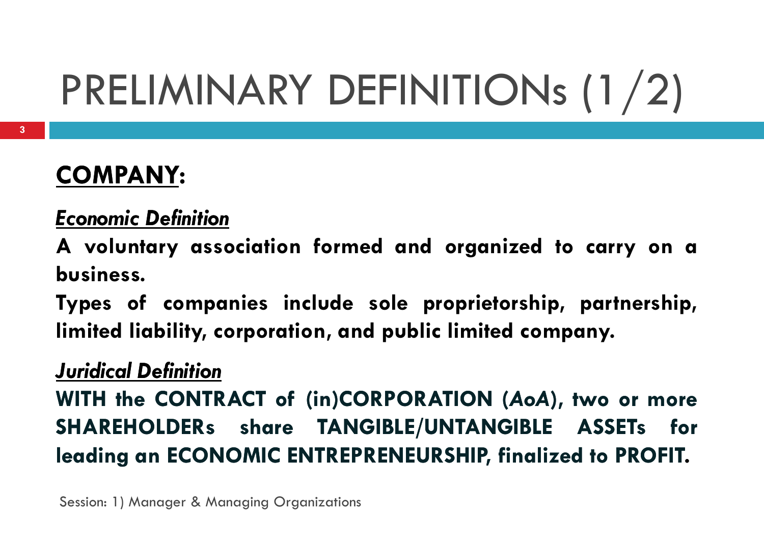# PRELIMINARY DEFINITIONs (1/2)

## COMPANY:

***Economic Definition***

**A voluntary association formed and organized to carry on a business.**

**Types of companies include sole proprietorship, partnership, limited liability, corporation, and public limited company.**

***Juridical Definition***

**WITH the CONTRACT of (in)CORPORATION (*AoA*), two or more SHAREHOLDERs share TANGIBLE/UNTANGIBLE ASSETs for leading an ECONOMIC ENTREPRENEURSHIP, finalized to PROFIT.**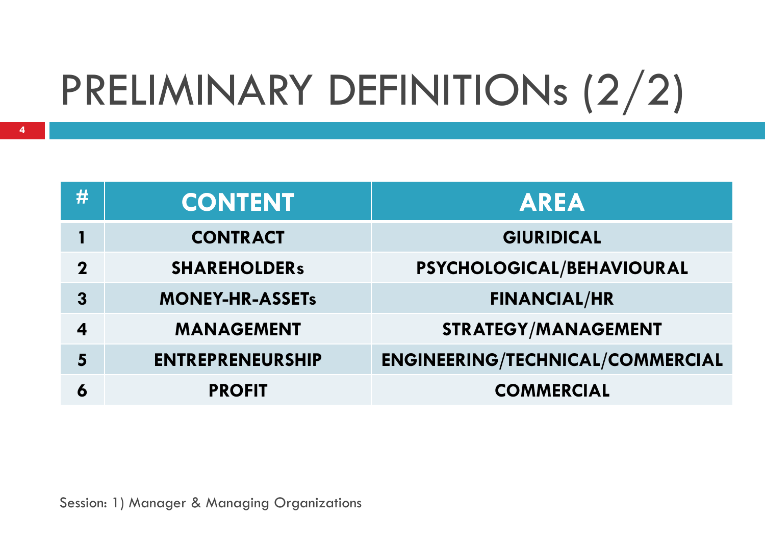# PRELIMINARY DEFINITIONs (2/2)

| # | CONTENT | AREA |
|---|---|---|
| 1 | CONTRACT | GIURIDICAL |
| 2 | SHAREHOLDERs | PSYCHOLOGICAL/BEHAVIOURAL |
| 3 | MONEY-HR-ASSETs | FINANCIAL/HR |
| 4 | MANAGEMENT | STRATEGY/MANAGEMENT |
| 5 | ENTREPRENEURSHIP | ENGINEERING/TECHNICAL/COMMERCIAL |
| 6 | PROFIT | COMMERCIAL |

Session: 1) Manager & Managing Organizations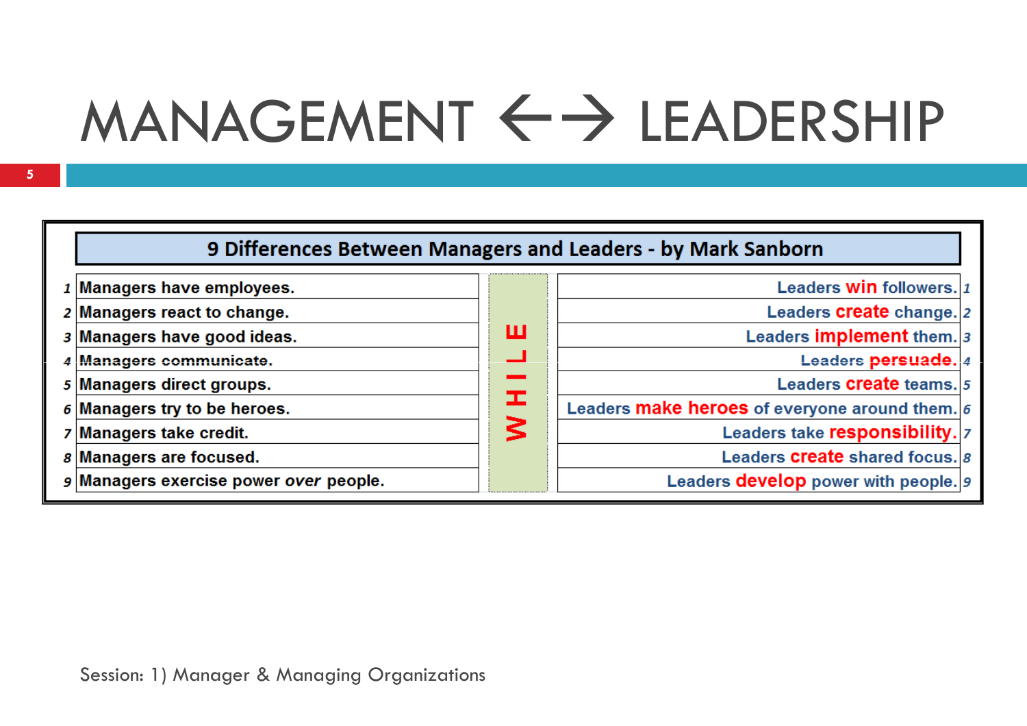# MANAGEMENT ←→ LEADERSHIP

| 9 Differences Between Managers and Leaders - by Mark Sanborn | | | | |
|---|---|---|---|---|
| 1 | Managers have employees. | WHILE | Leaders **win** followers. | 1 |
| 2 | Managers react to change. | | Leaders **create** change. | 2 |
| 3 | Managers have good ideas. | | Leaders **implement** them. | 3 |
| 4 | Managers communicate. | | Leaders **persuade.** | 4 |
| 5 | Managers direct groups. | | Leaders **create** teams. | 5 |
| 6 | Managers try to be heroes. | | Leaders **make heroes** of everyone around them. | 6 |
| 7 | Managers take credit. | | Leaders take **responsibility.** | 7 |
| 8 | Managers are focused. | | Leaders **create** shared focus. | 8 |
| 9 | Managers exercise power *over* people. | | Leaders **develop** power with people. | 9 |

Session: 1) Manager & Managing Organizations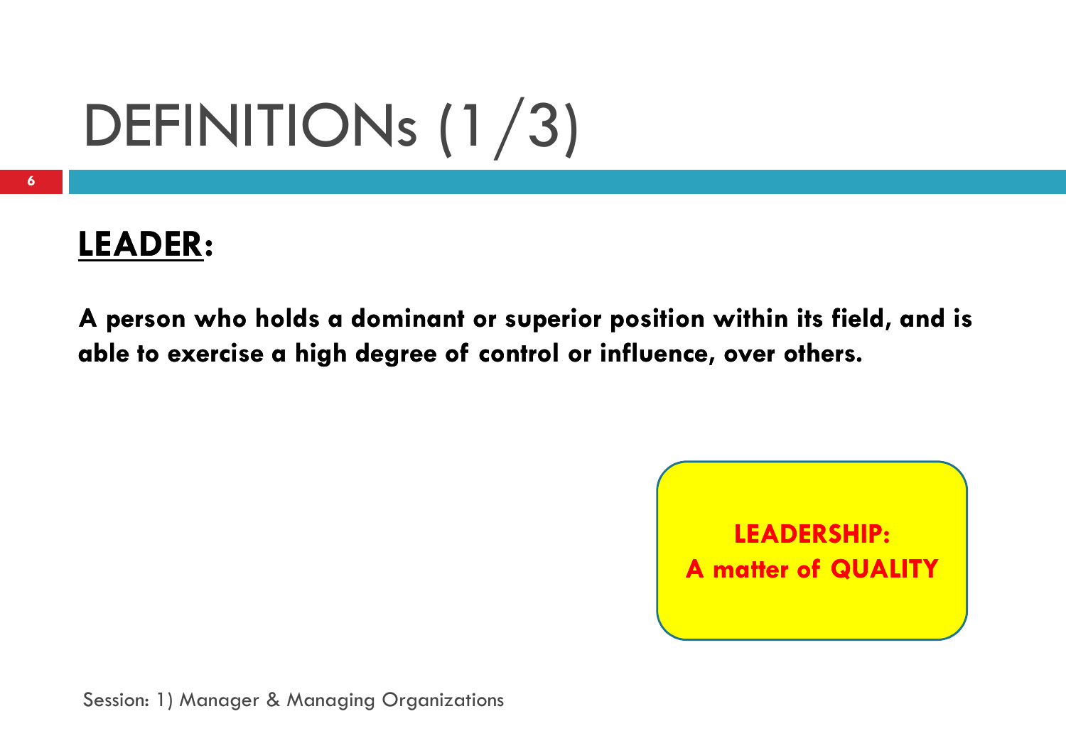# DEFINITIONs (1/3)

**LEADER:**

**A person who holds a dominant or superior position within its field, and is able to exercise a high degree of control or influence, over others.**

**LEADERSHIP:**
**A matter of QUALITY**

Session: 1) Manager & Managing Organizations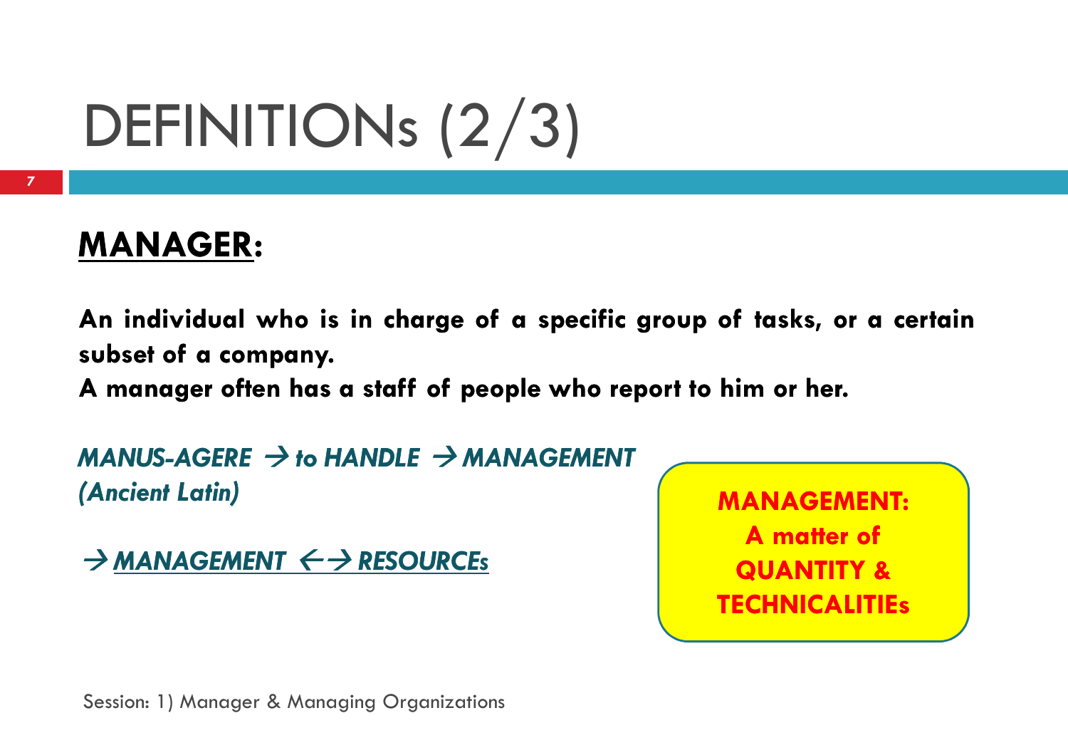# DEFINITIONs (2/3)

**<u>MANAGER</u>:**

**An individual who is in charge of a specific group of tasks, or a certain subset of a company.**
**A manager often has a staff of people who report to him or her.**

***MANUS-AGERE → to HANDLE → MANAGEMENT***
***(Ancient Latin)***

***→ <u>MANAGEMENT ←→ RESOURCEs</u>***

**MANAGEMENT:**
**A matter of**
**QUANTITY &**
**TECHNICALITIEs**

Session: 1) Manager & Managing Organizations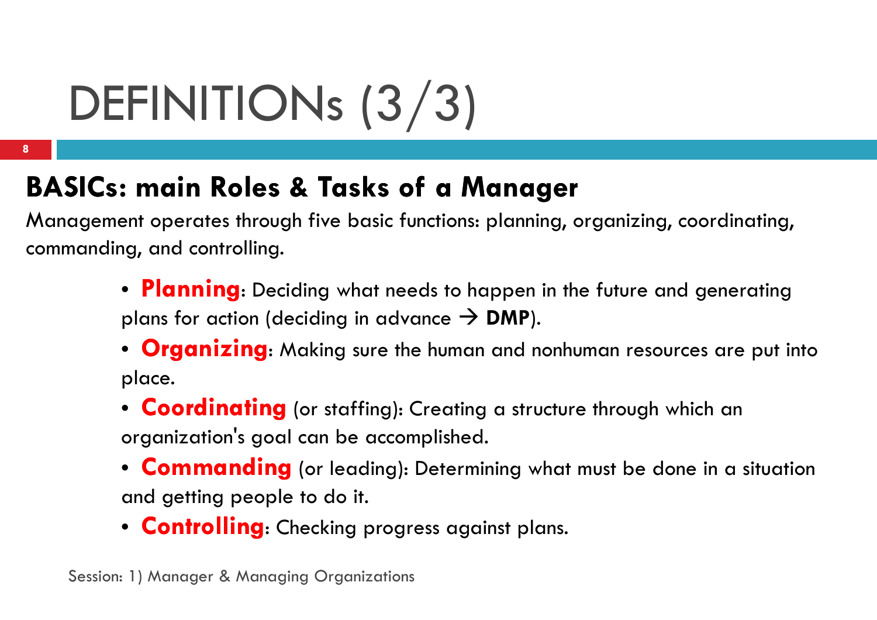# DEFINITIONs (3/3)

## BASICs: main Roles & Tasks of a Manager

Management operates through five basic functions: planning, organizing, coordinating, commanding, and controlling.

- **Planning**: Deciding what needs to happen in the future and generating plans for action (deciding in advance → **DMP**).
- **Organizing**: Making sure the human and nonhuman resources are put into place.
- **Coordinating** (or staffing): Creating a structure through which an organization's goal can be accomplished.
- **Commanding** (or leading): Determining what must be done in a situation and getting people to do it.
- **Controlling**: Checking progress against plans.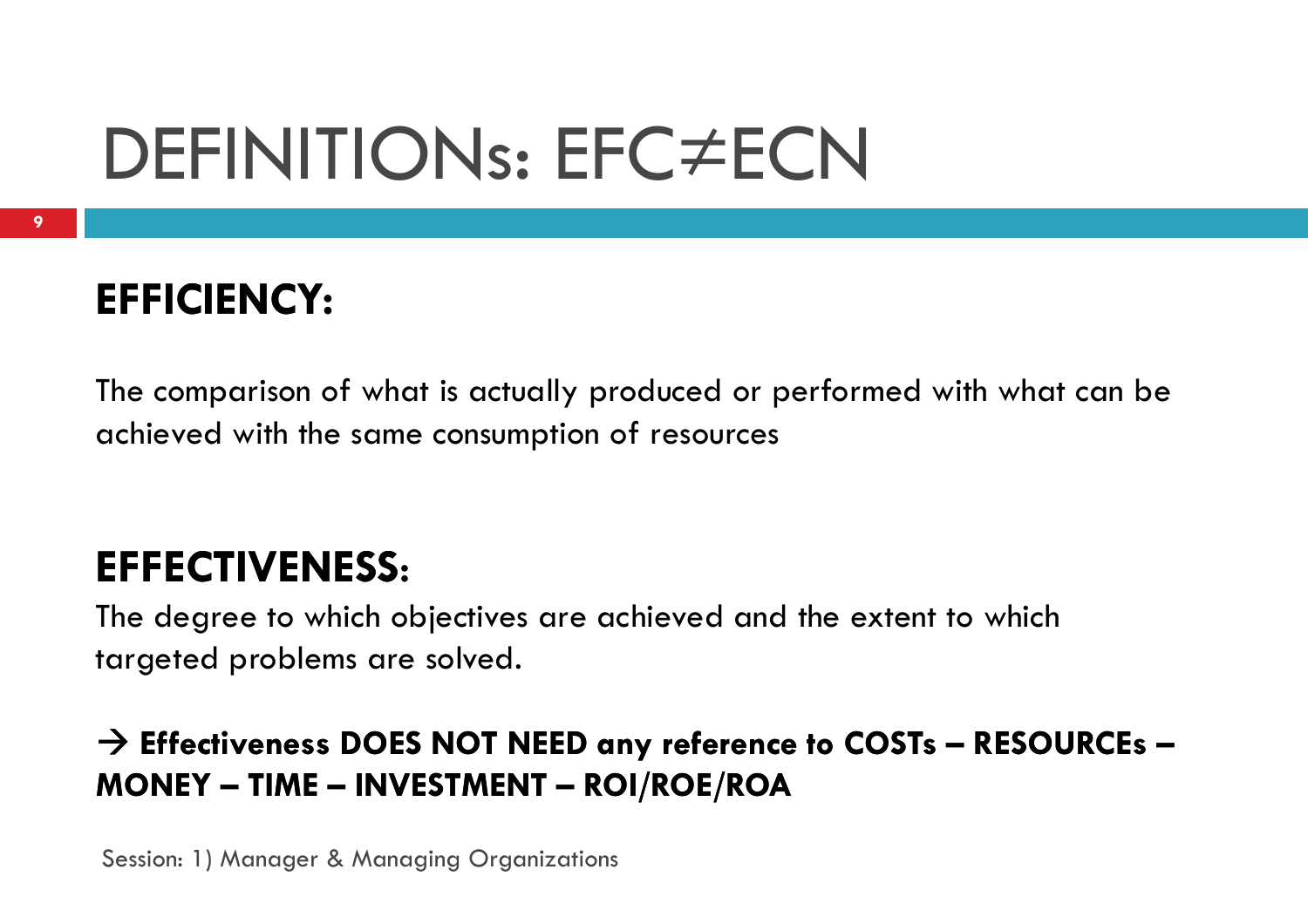# DEFINITIONs: EFC≠ECN

## EFFICIENCY:

The comparison of what is actually produced or performed with what can be achieved with the same consumption of resources

## EFFECTIVENESS:

The degree to which objectives are achieved and the extent to which targeted problems are solved.

**→ Effectiveness DOES NOT NEED any reference to COSTs – RESOURCEs – MONEY – TIME – INVESTMENT – ROI/ROE/ROA**

Session: 1) Manager & Managing Organizations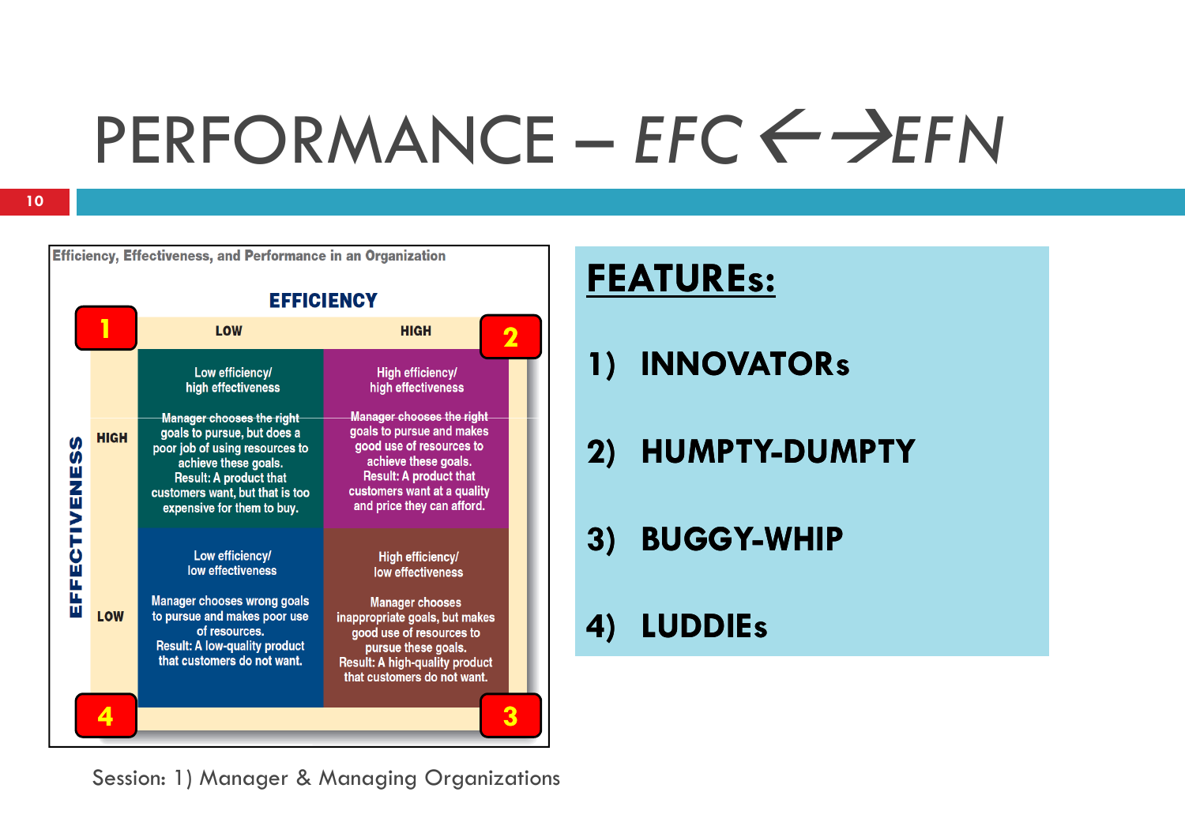# PERFORMANCE – *EFC ←→EFN*

**Efficiency, Effectiveness, and Performance in an Organization**

| | | EFFICIENCY: LOW | EFFICIENCY: HIGH |
|---|---|---|---|
| **EFFECTIVENESS** | **HIGH** | **1** — Low efficiency/ high effectiveness. Manager chooses the right goals to pursue, but does a poor job of using resources to achieve these goals. Result: A product that customers want, but that is too expensive for them to buy. | **2** — High efficiency/ high effectiveness. Manager chooses the right goals to pursue and makes good use of resources to achieve these goals. Result: A product that customers want at a quality and price they can afford. |
| | **LOW** | **4** — Low efficiency/ low effectiveness. Manager chooses wrong goals to pursue and makes poor use of resources. Result: A low-quality product that customers do not want. | **3** — High efficiency/ low effectiveness. Manager chooses inappropriate goals, but makes good use of resources to pursue these goals. Result: A high-quality product that customers do not want. |

**FEATUREs:**

1) **INNOVATORs**
2) **HUMPTY-DUMPTY**
3) **BUGGY-WHIP**
4) **LUDDIEs**

Session: 1) Manager & Managing Organizations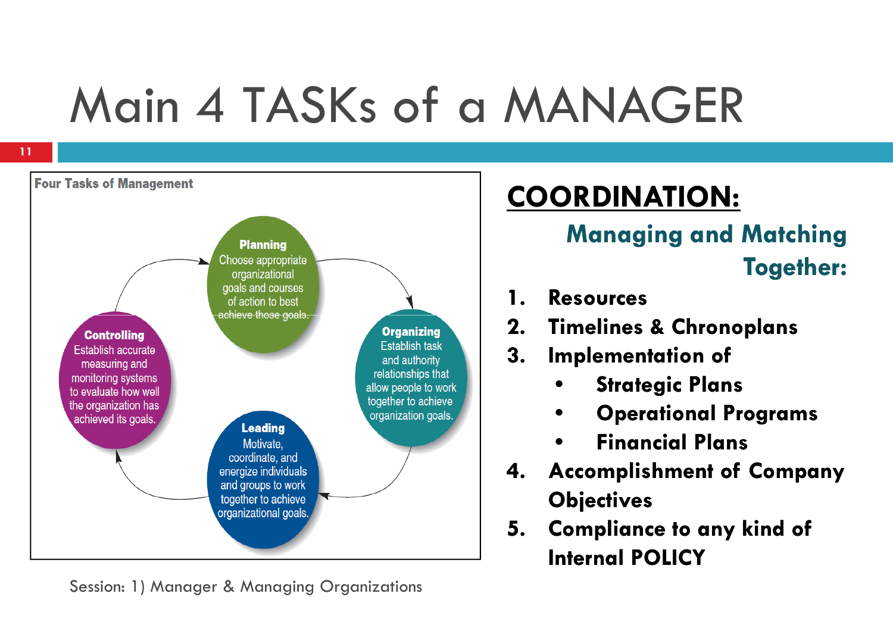# Main 4 TASKs of a MANAGER

**Four Tasks of Management**

**Planning**
Choose appropriate organizational goals and courses of action to best achieve those goals.

**Organizing**
Establish task and authority relationships that allow people to work together to achieve organization goals.

**Leading**
Motivate, coordinate, and energize individuals and groups to work together to achieve organizational goals.

**Controlling**
Establish accurate measuring and monitoring systems to evaluate how well the organization has achieved its goals.

## COORDINATION:

### Managing and Matching Together:

1. **Resources**
2. **Timelines & Chronoplans**
3. **Implementation of**
   - **Strategic Plans**
   - **Operational Programs**
   - **Financial Plans**
4. **Accomplishment of Company Objectives**
5. **Compliance to any kind of Internal POLICY**

Session: 1) Manager & Managing Organizations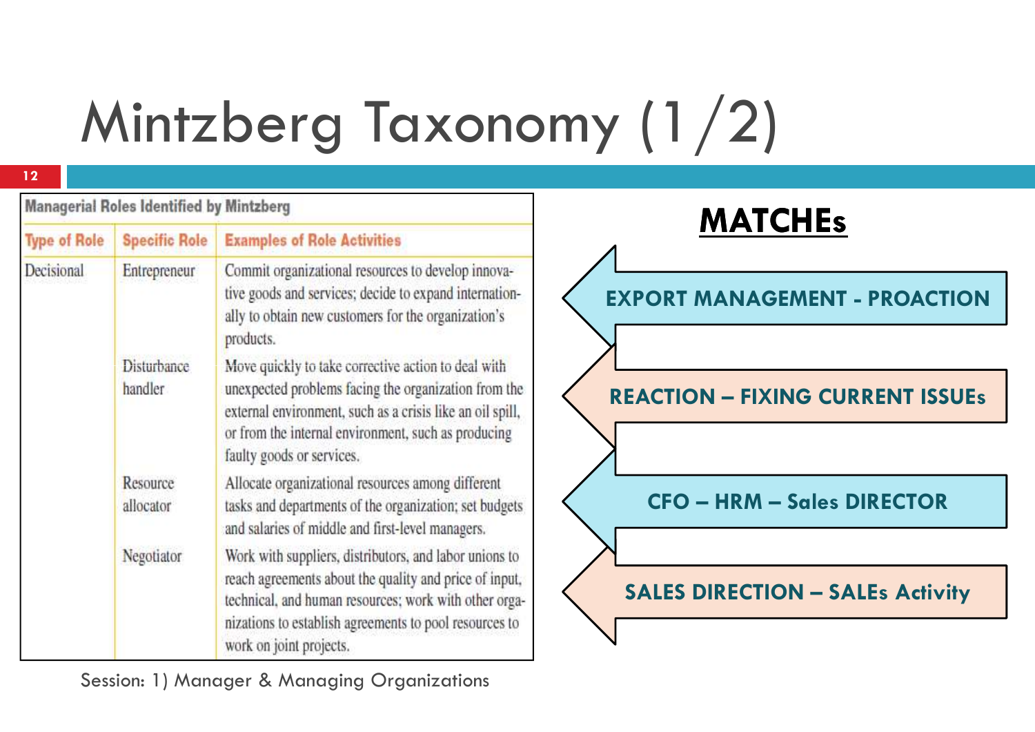# Mintzberg Taxonomy (1/2)

**Managerial Roles Identified by Mintzberg**

| Type of Role | Specific Role | Examples of Role Activities |
|---|---|---|
| Decisional | Entrepreneur | Commit organizational resources to develop innovative goods and services; decide to expand internationally to obtain new customers for the organization's products. |
| | Disturbance handler | Move quickly to take corrective action to deal with unexpected problems facing the organization from the external environment, such as a crisis like an oil spill, or from the internal environment, such as producing faulty goods or services. |
| | Resource allocator | Allocate organizational resources among different tasks and departments of the organization; set budgets and salaries of middle and first-level managers. |
| | Negotiator | Work with suppliers, distributors, and labor unions to reach agreements about the quality and price of input, technical, and human resources; work with other organizations to establish agreements to pool resources to work on joint projects. |

## MATCHEs

- EXPORT MANAGEMENT - PROACTION
- REACTION – FIXING CURRENT ISSUEs
- CFO – HRM – Sales DIRECTOR
- SALES DIRECTION – SALEs Activity

Session: 1) Manager & Managing Organizations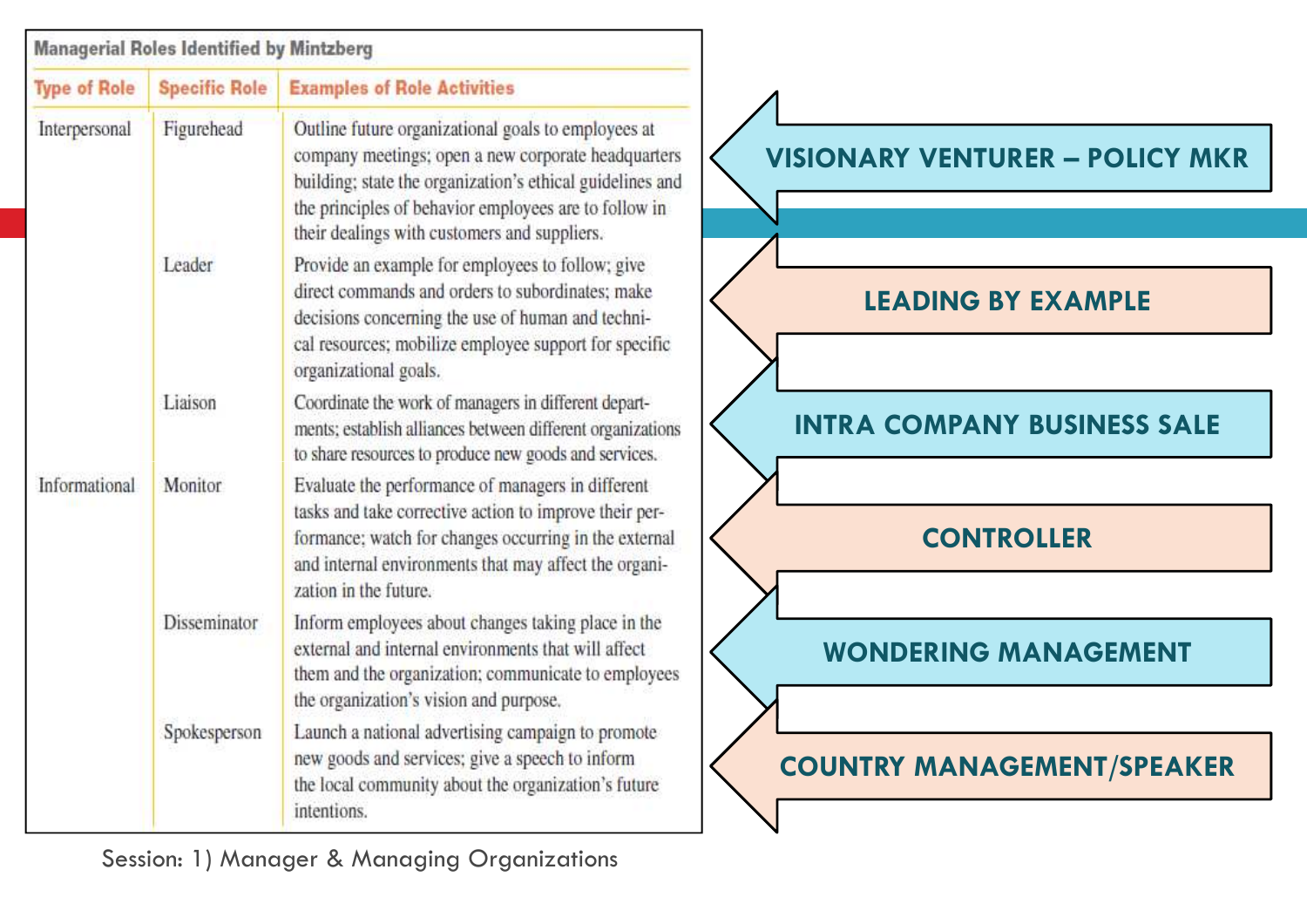**Managerial Roles Identified by Mintzberg**

| Type of Role | Specific Role | Examples of Role Activities |
|---|---|---|
| Interpersonal | Figurehead | Outline future organizational goals to employees at company meetings; open a new corporate headquarters building; state the organization's ethical guidelines and the principles of behavior employees are to follow in their dealings with customers and suppliers. |
| | Leader | Provide an example for employees to follow; give direct commands and orders to subordinates; make decisions concerning the use of human and technical resources; mobilize employee support for specific organizational goals. |
| | Liaison | Coordinate the work of managers in different departments; establish alliances between different organizations to share resources to produce new goods and services. |
| Informational | Monitor | Evaluate the performance of managers in different tasks and take corrective action to improve their performance; watch for changes occurring in the external and internal environments that may affect the organization in the future. |
| | Disseminator | Inform employees about changes taking place in the external and internal environments that will affect them and the organization; communicate to employees the organization's vision and purpose. |
| | Spokesperson | Launch a national advertising campaign to promote new goods and services; give a speech to inform the local community about the organization's future intentions. |

- VISIONARY VENTURER – POLICY MKR
- LEADING BY EXAMPLE
- INTRA COMPANY BUSINESS SALE
- CONTROLLER
- WONDERING MANAGEMENT
- COUNTRY MANAGEMENT/SPEAKER

Session: 1) Manager & Managing Organizations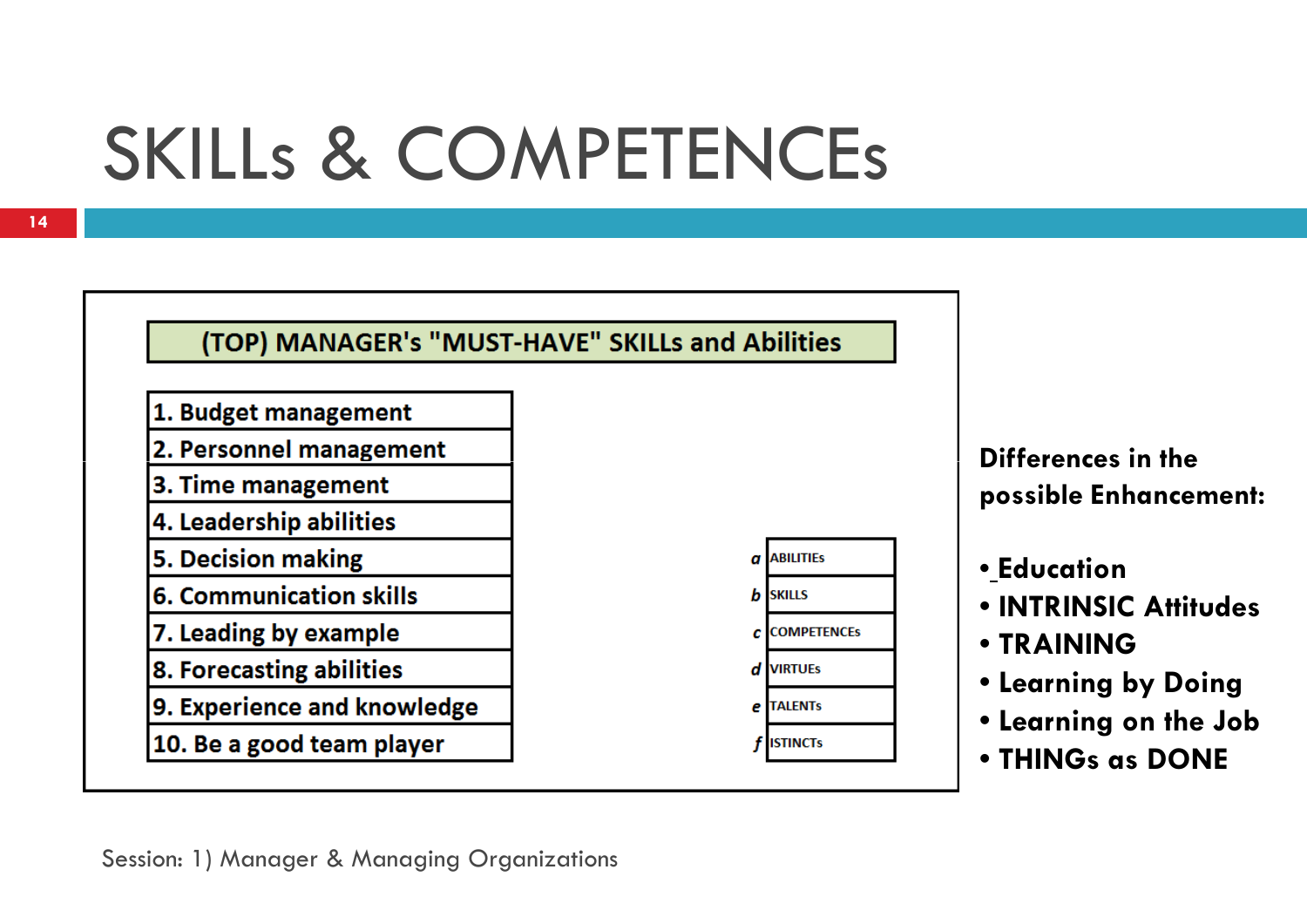# SKILLs & COMPETENCEs

**(TOP) MANAGER's "MUST-HAVE" SKILLs and Abilities**

| |
|---|
| 1. Budget management |
| 2. Personnel management |
| 3. Time management |
| 4. Leadership abilities |
| 5. Decision making |
| 6. Communication skills |
| 7. Leading by example |
| 8. Forecasting abilities |
| 9. Experience and knowledge |
| 10. Be a good team player |

| | |
|---|---|
| *a* | ABILITIEs |
| *b* | SKILLS |
| *c* | COMPETENCEs |
| *d* | VIRTUEs |
| *e* | TALENTs |
| *f* | ISTINCTs |

**Differences in the possible Enhancement:**

- **Education**
- **INTRINSIC Attitudes**
- **TRAINING**
- **Learning by Doing**
- **Learning on the Job**
- **THINGs as DONE**

Session: 1) Manager & Managing Organizations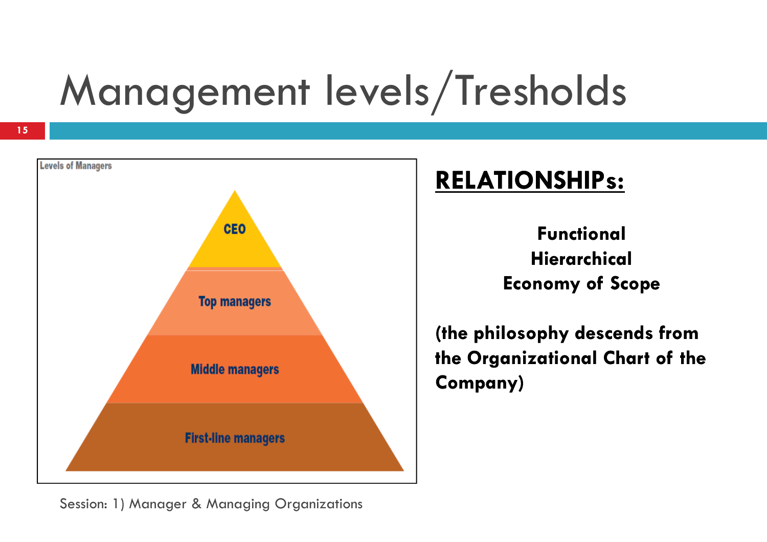# Management levels/Tresholds

**Levels of Managers**

- CEO
- Top managers
- Middle managers
- First-line managers

## RELATIONSHIPs:

**Functional**
**Hierarchical**
**Economy of Scope**

**(the philosophy descends from the Organizational Chart of the Company)**

Session: 1) Manager & Managing Organizations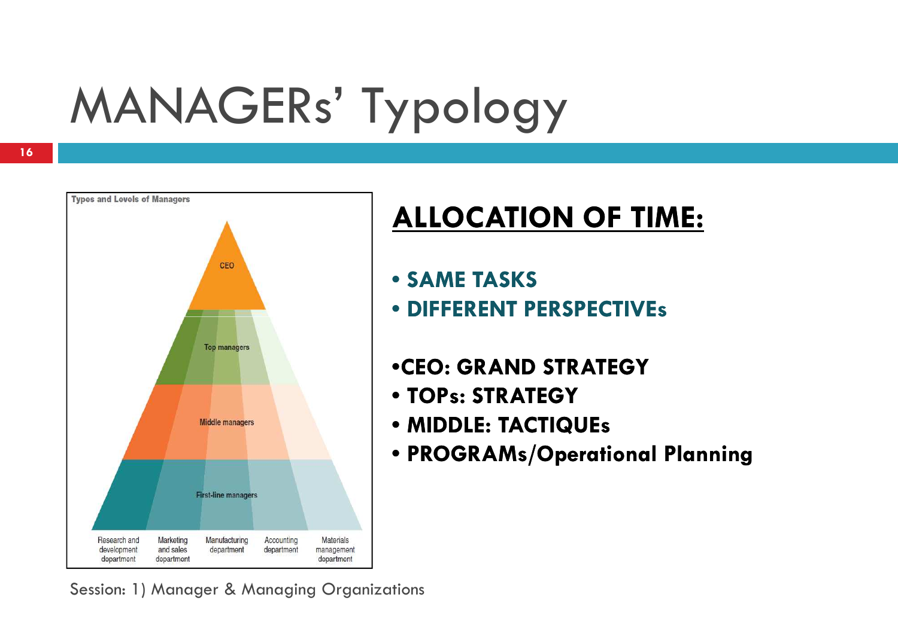# MANAGERs' Typology

**Types and Levels of Managers**

- CEO
- Top managers
- Middle managers
- First-line managers

Research and development department | Marketing and sales department | Manufacturing department | Accounting department | Materials management department

## ALLOCATION OF TIME:

- **SAME TASKS**
- **DIFFERENT PERSPECTIVEs**

- **CEO: GRAND STRATEGY**
- **TOPs: STRATEGY**
- **MIDDLE: TACTIQUEs**
- **PROGRAMs/Operational Planning**

Session: 1) Manager & Managing Organizations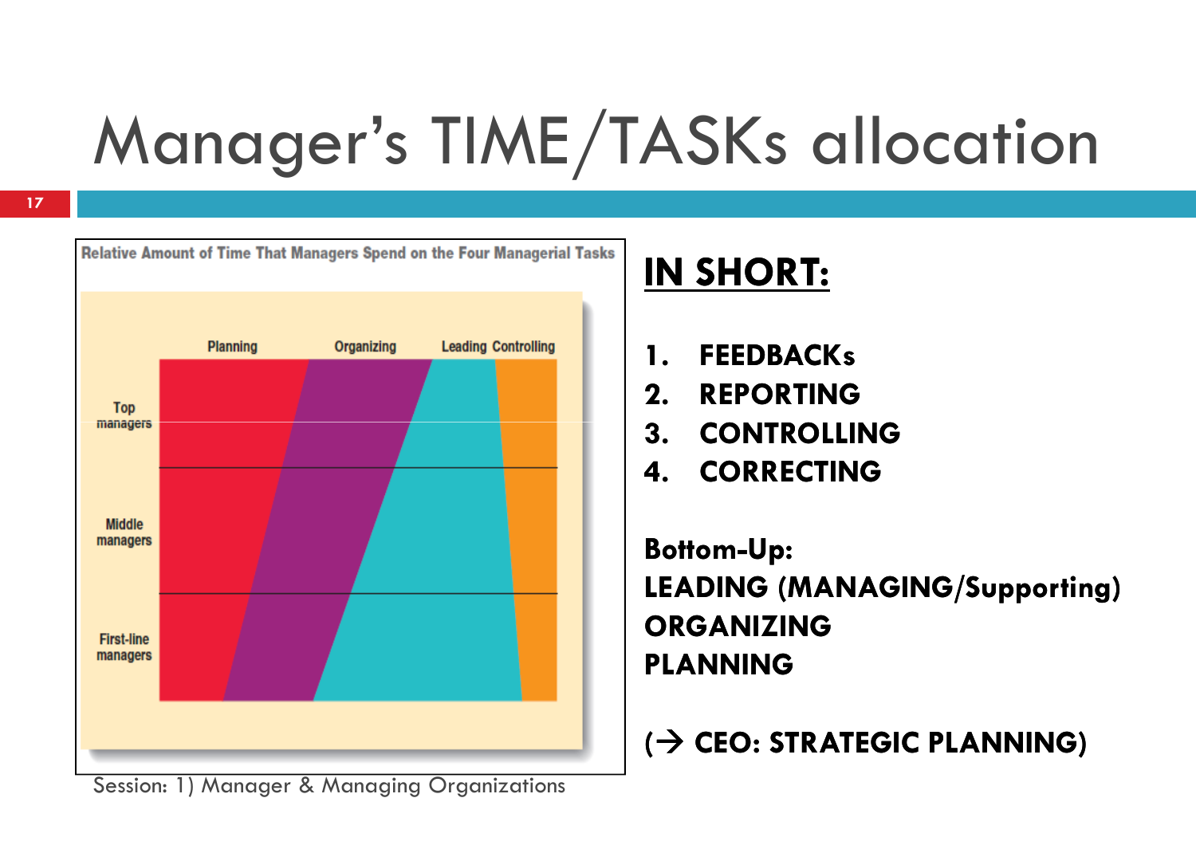# Manager's TIME/TASKs allocation

Relative Amount of Time That Managers Spend on the Four Managerial Tasks

Planning | Organizing | Leading | Controlling

Top managers

Middle managers

First-line managers

## IN SHORT:

1. **FEEDBACKs**
2. **REPORTING**
3. **CONTROLLING**
4. **CORRECTING**

**Bottom-Up:**
**LEADING (MANAGING/Supporting)**
**ORGANIZING**
**PLANNING**

**(→ CEO: STRATEGIC PLANNING)**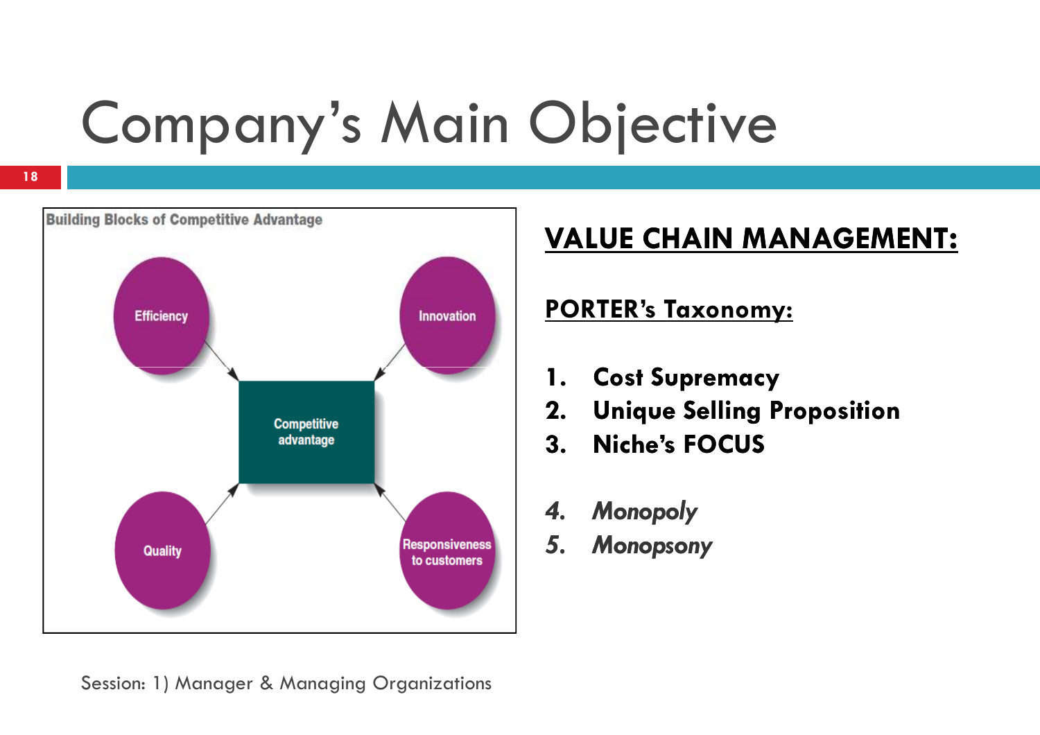# Company's Main Objective

**Building Blocks of Competitive Advantage**

- Efficiency
- Innovation
- Quality
- Responsiveness to customers

→ Competitive advantage

## VALUE CHAIN MANAGEMENT:

### PORTER's Taxonomy:

1. **Cost Supremacy**
2. **Unique Selling Proposition**
3. **Niche's FOCUS**

4. ***Monopoly***
5. ***Monopsony***

Session: 1) Manager & Managing Organizations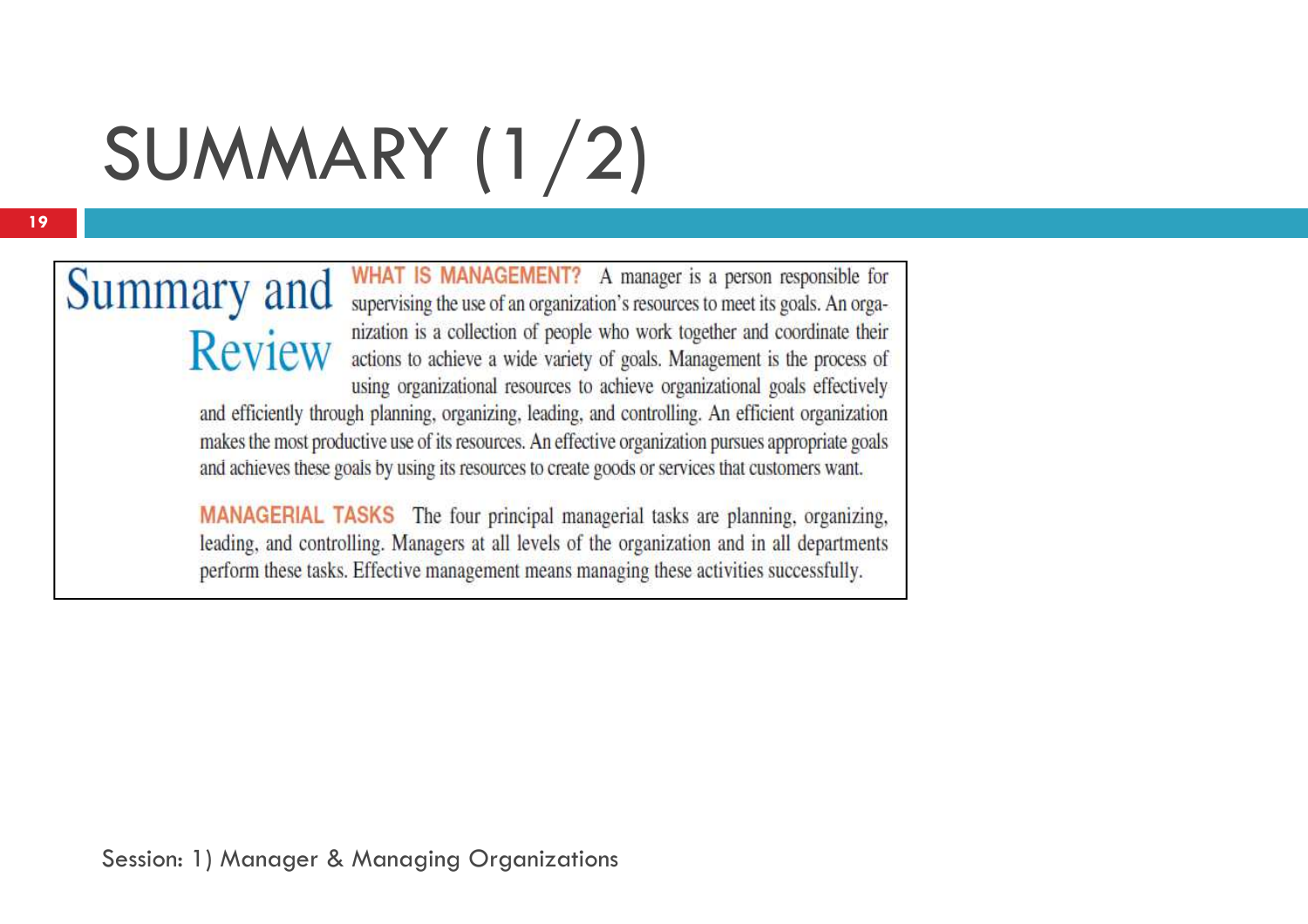# SUMMARY (1/2)

## Summary and Review

**WHAT IS MANAGEMENT?** A manager is a person responsible for supervising the use of an organization's resources to meet its goals. An organization is a collection of people who work together and coordinate their actions to achieve a wide variety of goals. Management is the process of using organizational resources to achieve organizational goals effectively and efficiently through planning, organizing, leading, and controlling. An efficient organization makes the most productive use of its resources. An effective organization pursues appropriate goals and achieves these goals by using its resources to create goods or services that customers want.

**MANAGERIAL TASKS** The four principal managerial tasks are planning, organizing, leading, and controlling. Managers at all levels of the organization and in all departments perform these tasks. Effective management means managing these activities successfully.

Session: 1) Manager & Managing Organizations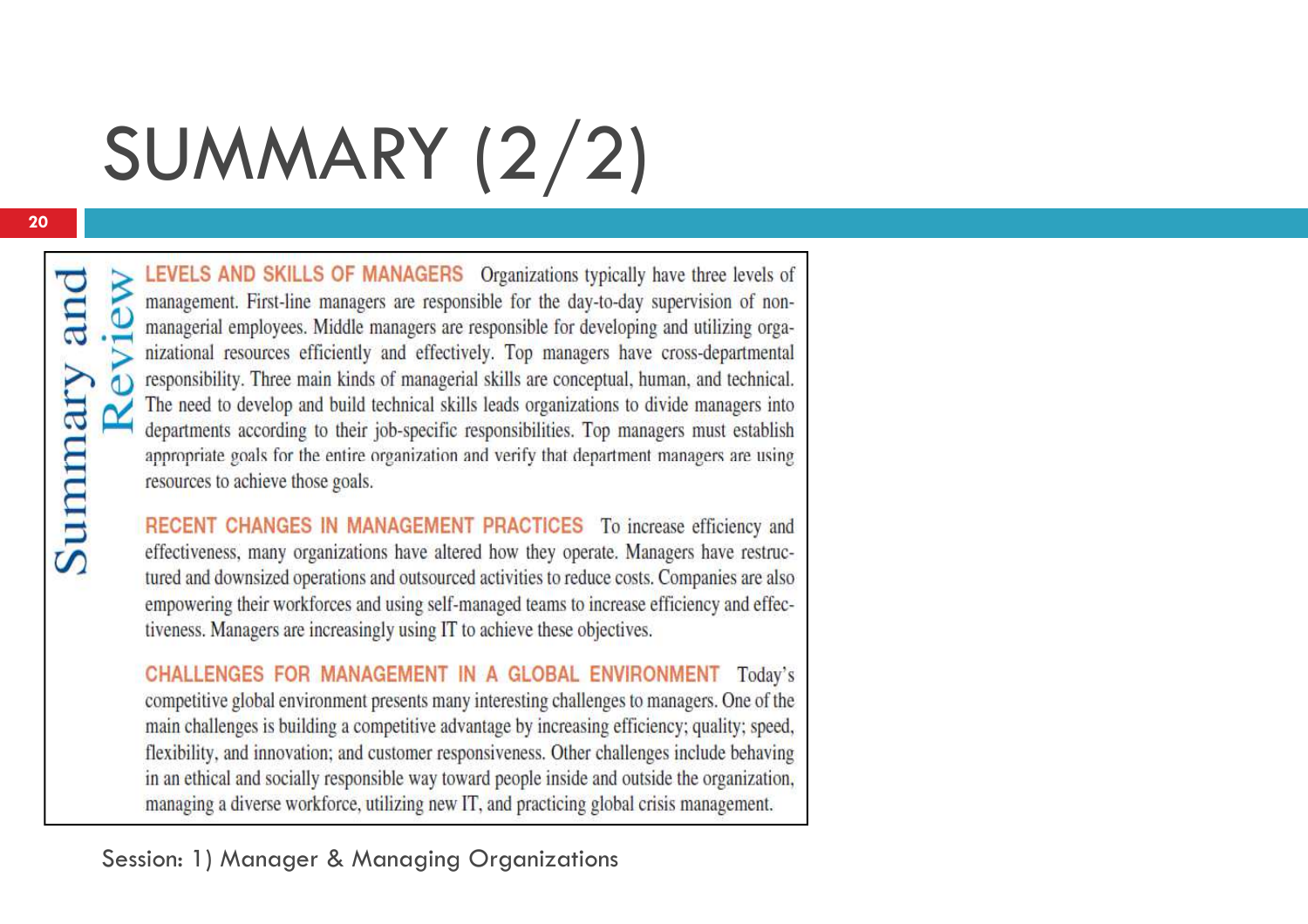# SUMMARY (2/2)

## Summary and Review

**LEVELS AND SKILLS OF MANAGERS** Organizations typically have three levels of management. First-line managers are responsible for the day-to-day supervision of nonmanagerial employees. Middle managers are responsible for developing and utilizing organizational resources efficiently and effectively. Top managers have cross-departmental responsibility. Three main kinds of managerial skills are conceptual, human, and technical. The need to develop and build technical skills leads organizations to divide managers into departments according to their job-specific responsibilities. Top managers must establish appropriate goals for the entire organization and verify that department managers are using resources to achieve those goals.

**RECENT CHANGES IN MANAGEMENT PRACTICES** To increase efficiency and effectiveness, many organizations have altered how they operate. Managers have restructured and downsized operations and outsourced activities to reduce costs. Companies are also empowering their workforces and using self-managed teams to increase efficiency and effectiveness. Managers are increasingly using IT to achieve these objectives.

**CHALLENGES FOR MANAGEMENT IN A GLOBAL ENVIRONMENT** Today's competitive global environment presents many interesting challenges to managers. One of the main challenges is building a competitive advantage by increasing efficiency; quality; speed, flexibility, and innovation; and customer responsiveness. Other challenges include behaving in an ethical and socially responsible way toward people inside and outside the organization, managing a diverse workforce, utilizing new IT, and practicing global crisis management.

Session: 1) Manager & Managing Organizations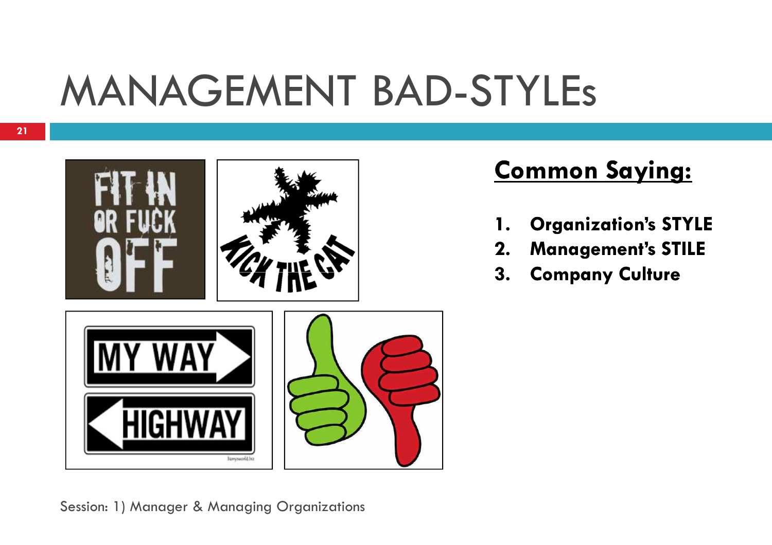# MANAGEMENT BAD-STYLEs

## Common Saying:

1. **Organization's STYLE**
2. **Management's STILE**
3. **Company Culture**

Session: 1) Manager & Managing Organizations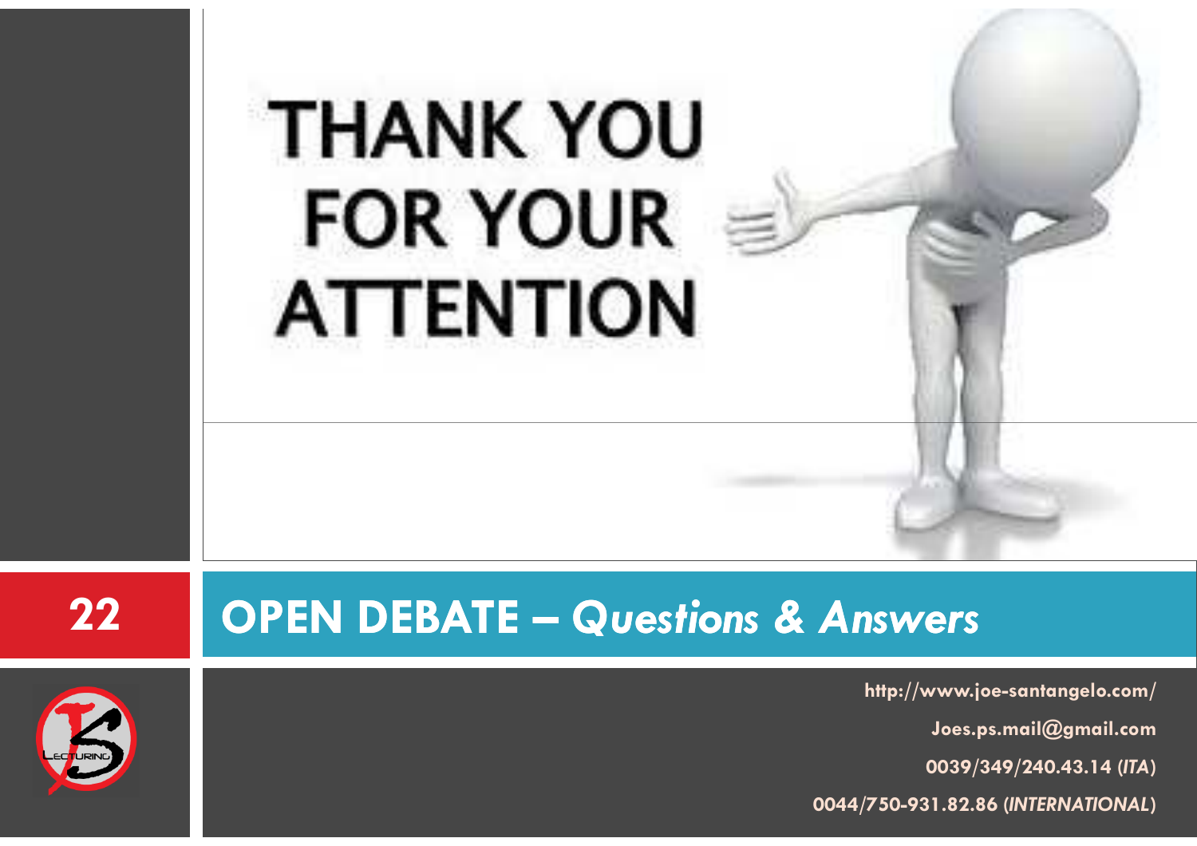# THANK YOU FOR YOUR ATTENTION

## OPEN DEBATE – *Questions & Answers*

**http://www.joe-santangelo.com/**

**Joes.ps.mail@gmail.com**

**0039/349/240.43.14 (*ITA*)**

**0044/750-931.82.86 (*INTERNATIONAL*)**